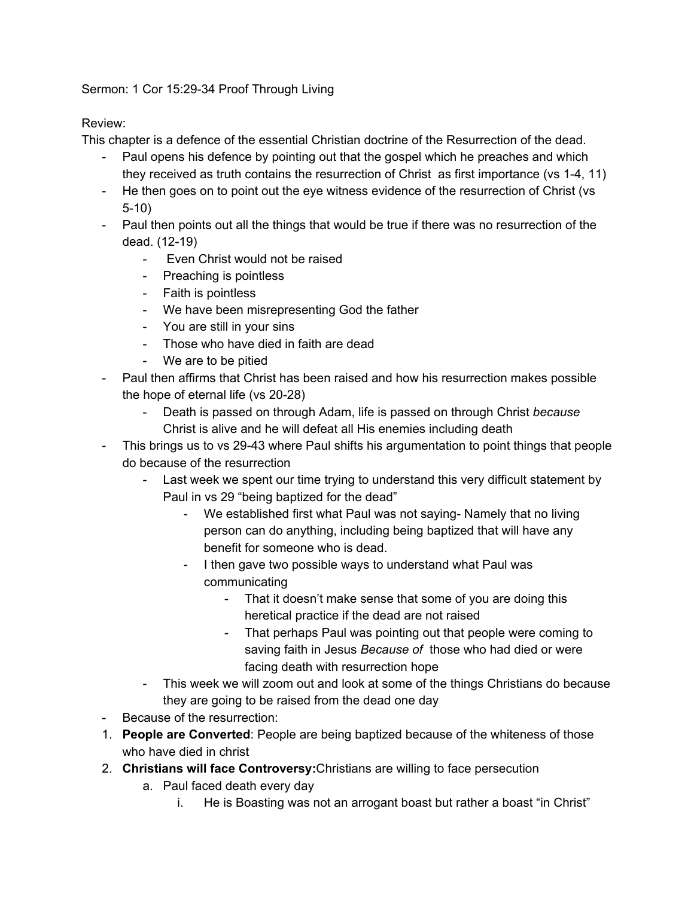Sermon: 1 Cor 15:29-34 Proof Through Living

Review:

This chapter is a defence of the essential Christian doctrine of the Resurrection of the dead.

- Paul opens his defence by pointing out that the gospel which he preaches and which they received as truth contains the resurrection of Christ as first importance (vs 1-4, 11)
- He then goes on to point out the eye witness evidence of the resurrection of Christ (vs 5-10)
- Paul then points out all the things that would be true if there was no resurrection of the dead. (12-19)
  - Even Christ would not be raised
  - Preaching is pointless
  - Faith is pointless
  - We have been misrepresenting God the father
  - You are still in your sins
  - Those who have died in faith are dead
  - We are to be pitied
- Paul then affirms that Christ has been raised and how his resurrection makes possible the hope of eternal life (vs 20-28)
  - Death is passed on through Adam, life is passed on through Christ *because* Christ is alive and he will defeat all His enemies including death
- This brings us to vs 29-43 where Paul shifts his argumentation to point things that people do because of the resurrection
  - Last week we spent our time trying to understand this very difficult statement by Paul in vs 29 "being baptized for the dead"
    - We established first what Paul was not saying- Namely that no living person can do anything, including being baptized that will have any benefit for someone who is dead.
    - I then gave two possible ways to understand what Paul was communicating
      - That it doesn't make sense that some of you are doing this heretical practice if the dead are not raised
      - That perhaps Paul was pointing out that people were coming to saving faith in Jesus *Because of* those who had died or were facing death with resurrection hope
  - This week we will zoom out and look at some of the things Christians do because they are going to be raised from the dead one day
- Because of the resurrection:

1. **People are Converted**: People are being baptized because of the whiteness of those who have died in christ
2. **Christians will face Controversy:** Christians are willing to face persecution
   a. Paul faced death every day
      i. He is Boasting was not an arrogant boast but rather a boast "in Christ"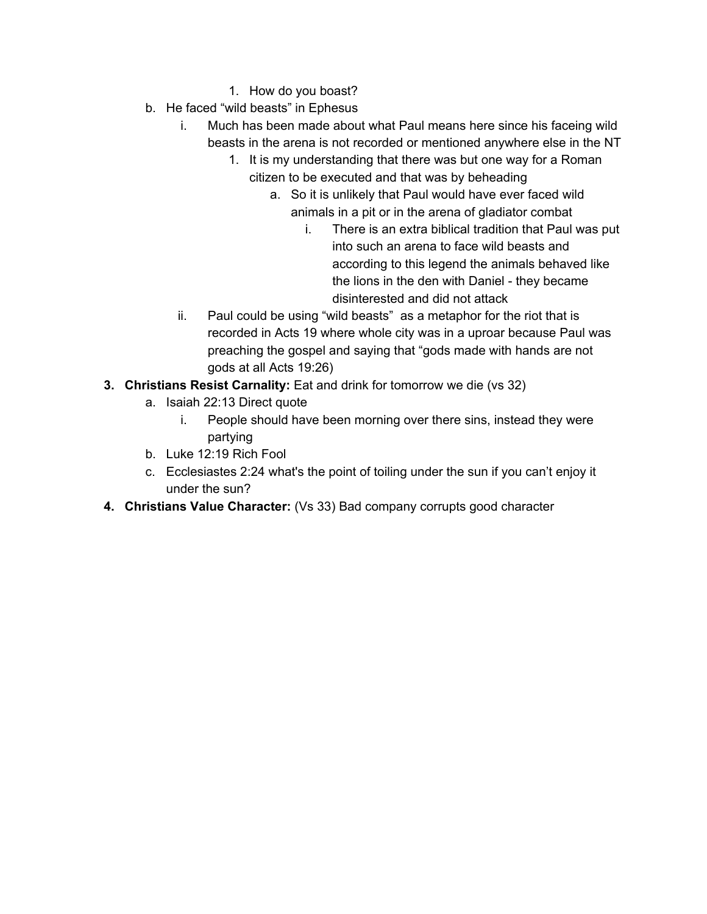1. How do you boast?
   b. He faced “wild beasts” in Ephesus
      i. Much has been made about what Paul means here since his faceing wild beasts in the arena is not recorded or mentioned anywhere else in the NT
         1. It is my understanding that there was but one way for a Roman citizen to be executed and that was by beheading
            a. So it is unlikely that Paul would have ever faced wild animals in a pit or in the arena of gladiator combat
               i. There is an extra biblical tradition that Paul was put into such an arena to face wild beasts and according to this legend the animals behaved like the lions in the den with Daniel - they became disinterested and did not attack
      ii. Paul could be using “wild beasts” as a metaphor for the riot that is recorded in Acts 19 where whole city was in a uproar because Paul was preaching the gospel and saying that “gods made with hands are not gods at all Acts 19:26)

3. **Christians Resist Carnality:** Eat and drink for tomorrow we die (vs 32)
   a. Isaiah 22:13 Direct quote
      i. People should have been morning over there sins, instead they were partying
   b. Luke 12:19 Rich Fool
   c. Ecclesiastes 2:24 what's the point of toiling under the sun if you can’t enjoy it under the sun?
4. **Christians Value Character:** (Vs 33) Bad company corrupts good character